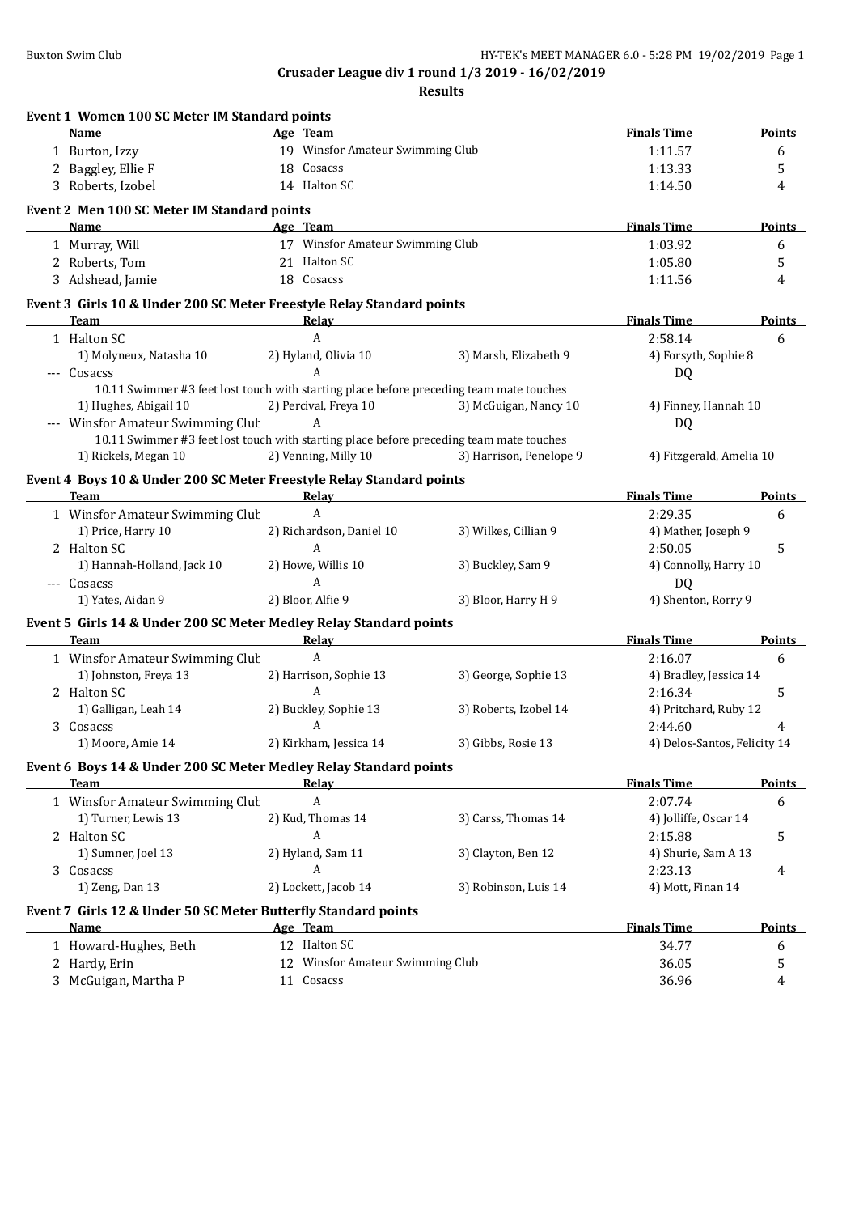**Crusader League div 1 round 1/3 2019 - 16/02/2019**

**Results**

### Event 1 Women 100 SC Meter IM Standard points

| | Name | Age | Team | Finals Time | Points |
|---|---|---|---|---|---|
| 1 | Burton, Izzy | 19 | Winsfor Amateur Swimming Club | 1:11.57 | 6 |
| 2 | Baggley, Ellie F | 18 | Cosacss | 1:13.33 | 5 |
| 3 | Roberts, Izobel | 14 | Halton SC | 1:14.50 | 4 |

### Event 2 Men 100 SC Meter IM Standard points

| | Name | Age | Team | Finals Time | Points |
|---|---|---|---|---|---|
| 1 | Murray, Will | 17 | Winsfor Amateur Swimming Club | 1:03.92 | 6 |
| 2 | Roberts, Tom | 21 | Halton SC | 1:05.80 | 5 |
| 3 | Adshead, Jamie | 18 | Cosacss | 1:11.56 | 4 |

### Event 3 Girls 10 & Under 200 SC Meter Freestyle Relay Standard points

| | Team | Relay | | Finals Time | Points |
|---|---|---|---|---|---|
| 1 | Halton SC | A | | 2:58.14 | 6 |
| | 1) Molyneux, Natasha 10 | 2) Hyland, Olivia 10 | 3) Marsh, Elizabeth 9 | 4) Forsyth, Sophie 8 | |
| --- | Cosacss | A | | DQ | |
| | 10.11 Swimmer #3 feet lost touch with starting place before preceding team mate touches | | | | |
| | 1) Hughes, Abigail 10 | 2) Percival, Freya 10 | 3) McGuigan, Nancy 10 | 4) Finney, Hannah 10 | |
| --- | Winsfor Amateur Swimming Club | A | | DQ | |
| | 10.11 Swimmer #3 feet lost touch with starting place before preceding team mate touches | | | | |
| | 1) Rickels, Megan 10 | 2) Venning, Milly 10 | 3) Harrison, Penelope 9 | 4) Fitzgerald, Amelia 10 | |

### Event 4 Boys 10 & Under 200 SC Meter Freestyle Relay Standard points

| | Team | Relay | | Finals Time | Points |
|---|---|---|---|---|---|
| 1 | Winsfor Amateur Swimming Club | A | | 2:29.35 | 6 |
| | 1) Price, Harry 10 | 2) Richardson, Daniel 10 | 3) Wilkes, Cillian 9 | 4) Mather, Joseph 9 | |
| 2 | Halton SC | A | | 2:50.05 | 5 |
| | 1) Hannah-Holland, Jack 10 | 2) Howe, Willis 10 | 3) Buckley, Sam 9 | 4) Connolly, Harry 10 | |
| --- | Cosacss | A | | DQ | |
| | 1) Yates, Aidan 9 | 2) Bloor, Alfie 9 | 3) Bloor, Harry H 9 | 4) Shenton, Rorry 9 | |

### Event 5 Girls 14 & Under 200 SC Meter Medley Relay Standard points

| | Team | Relay | | Finals Time | Points |
|---|---|---|---|---|---|
| 1 | Winsfor Amateur Swimming Club | A | | 2:16.07 | 6 |
| | 1) Johnston, Freya 13 | 2) Harrison, Sophie 13 | 3) George, Sophie 13 | 4) Bradley, Jessica 14 | |
| 2 | Halton SC | A | | 2:16.34 | 5 |
| | 1) Galligan, Leah 14 | 2) Buckley, Sophie 13 | 3) Roberts, Izobel 14 | 4) Pritchard, Ruby 12 | |
| 3 | Cosacss | A | | 2:44.60 | 4 |
| | 1) Moore, Amie 14 | 2) Kirkham, Jessica 14 | 3) Gibbs, Rosie 13 | 4) Delos-Santos, Felicity 14 | |

### Event 6 Boys 14 & Under 200 SC Meter Medley Relay Standard points

| | Team | Relay | | Finals Time | Points |
|---|---|---|---|---|---|
| 1 | Winsfor Amateur Swimming Club | A | | 2:07.74 | 6 |
| | 1) Turner, Lewis 13 | 2) Kud, Thomas 14 | 3) Carss, Thomas 14 | 4) Jolliffe, Oscar 14 | |
| 2 | Halton SC | A | | 2:15.88 | 5 |
| | 1) Sumner, Joel 13 | 2) Hyland, Sam 11 | 3) Clayton, Ben 12 | 4) Shurie, Sam A 13 | |
| 3 | Cosacss | A | | 2:23.13 | 4 |
| | 1) Zeng, Dan 13 | 2) Lockett, Jacob 14 | 3) Robinson, Luis 14 | 4) Mott, Finan 14 | |

### Event 7 Girls 12 & Under 50 SC Meter Butterfly Standard points

| | Name | Age | Team | Finals Time | Points |
|---|---|---|---|---|---|
| 1 | Howard-Hughes, Beth | 12 | Halton SC | 34.77 | 6 |
| 2 | Hardy, Erin | 12 | Winsfor Amateur Swimming Club | 36.05 | 5 |
| 3 | McGuigan, Martha P | 11 | Cosacss | 36.96 | 4 |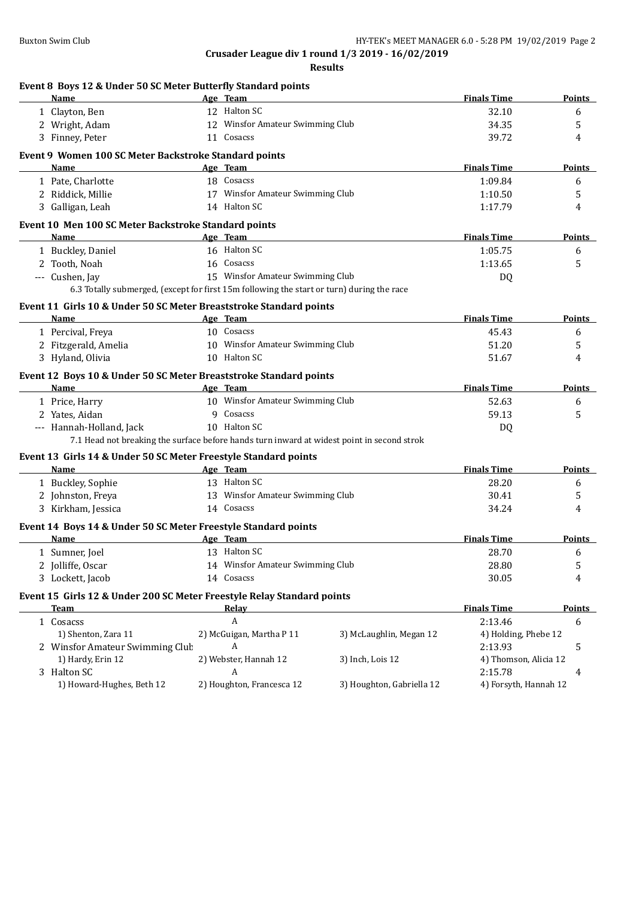**Crusader League div 1 round 1/3 2019 - 16/02/2019**

**Results**

### Event 8 Boys 12 & Under 50 SC Meter Butterfly Standard points

| | Name | Age | Team | Finals Time | Points |
|---|---|---|---|---|---|
| 1 | Clayton, Ben | 12 | Halton SC | 32.10 | 6 |
| 2 | Wright, Adam | 12 | Winsfor Amateur Swimming Club | 34.35 | 5 |
| 3 | Finney, Peter | 11 | Cosacss | 39.72 | 4 |

### Event 9 Women 100 SC Meter Backstroke Standard points

| | Name | Age | Team | Finals Time | Points |
|---|---|---|---|---|---|
| 1 | Pate, Charlotte | 18 | Cosacss | 1:09.84 | 6 |
| 2 | Riddick, Millie | 17 | Winsfor Amateur Swimming Club | 1:10.50 | 5 |
| 3 | Galligan, Leah | 14 | Halton SC | 1:17.79 | 4 |

### Event 10 Men 100 SC Meter Backstroke Standard points

| | Name | Age | Team | Finals Time | Points |
|---|---|---|---|---|---|
| 1 | Buckley, Daniel | 16 | Halton SC | 1:05.75 | 6 |
| 2 | Tooth, Noah | 16 | Cosacss | 1:13.65 | 5 |
| --- | Cushen, Jay | 15 | Winsfor Amateur Swimming Club | DQ | |

6.3 Totally submerged, (except for first 15m following the start or turn) during the race

### Event 11 Girls 10 & Under 50 SC Meter Breaststroke Standard points

| | Name | Age | Team | Finals Time | Points |
|---|---|---|---|---|---|
| 1 | Percival, Freya | 10 | Cosacss | 45.43 | 6 |
| 2 | Fitzgerald, Amelia | 10 | Winsfor Amateur Swimming Club | 51.20 | 5 |
| 3 | Hyland, Olivia | 10 | Halton SC | 51.67 | 4 |

### Event 12 Boys 10 & Under 50 SC Meter Breaststroke Standard points

| | Name | Age | Team | Finals Time | Points |
|---|---|---|---|---|---|
| 1 | Price, Harry | 10 | Winsfor Amateur Swimming Club | 52.63 | 6 |
| 2 | Yates, Aidan | 9 | Cosacss | 59.13 | 5 |
| --- | Hannah-Holland, Jack | 10 | Halton SC | DQ | |

7.1 Head not breaking the surface before hands turn inward at widest point in second strok

### Event 13 Girls 14 & Under 50 SC Meter Freestyle Standard points

| | Name | Age | Team | Finals Time | Points |
|---|---|---|---|---|---|
| 1 | Buckley, Sophie | 13 | Halton SC | 28.20 | 6 |
| 2 | Johnston, Freya | 13 | Winsfor Amateur Swimming Club | 30.41 | 5 |
| 3 | Kirkham, Jessica | 14 | Cosacss | 34.24 | 4 |

### Event 14 Boys 14 & Under 50 SC Meter Freestyle Standard points

| | Name | Age | Team | Finals Time | Points |
|---|---|---|---|---|---|
| 1 | Sumner, Joel | 13 | Halton SC | 28.70 | 6 |
| 2 | Jolliffe, Oscar | 14 | Winsfor Amateur Swimming Club | 28.80 | 5 |
| 3 | Lockett, Jacob | 14 | Cosacss | 30.05 | 4 |

### Event 15 Girls 12 & Under 200 SC Meter Freestyle Relay Standard points

| | Team | Relay | | Finals Time | Points |
|---|---|---|---|---|---|
| 1 | Cosacss | A | | 2:13.46 | 6 |
| | 1) Shenton, Zara 11 | 2) McGuigan, Martha P 11 | 3) McLaughlin, Megan 12 | 4) Holding, Phebe 12 | |
| 2 | Winsfor Amateur Swimming Club | A | | 2:13.93 | 5 |
| | 1) Hardy, Erin 12 | 2) Webster, Hannah 12 | 3) Inch, Lois 12 | 4) Thomson, Alicia 12 | |
| 3 | Halton SC | A | | 2:15.78 | 4 |
| | 1) Howard-Hughes, Beth 12 | 2) Houghton, Francesca 12 | 3) Houghton, Gabriella 12 | 4) Forsyth, Hannah 12 | |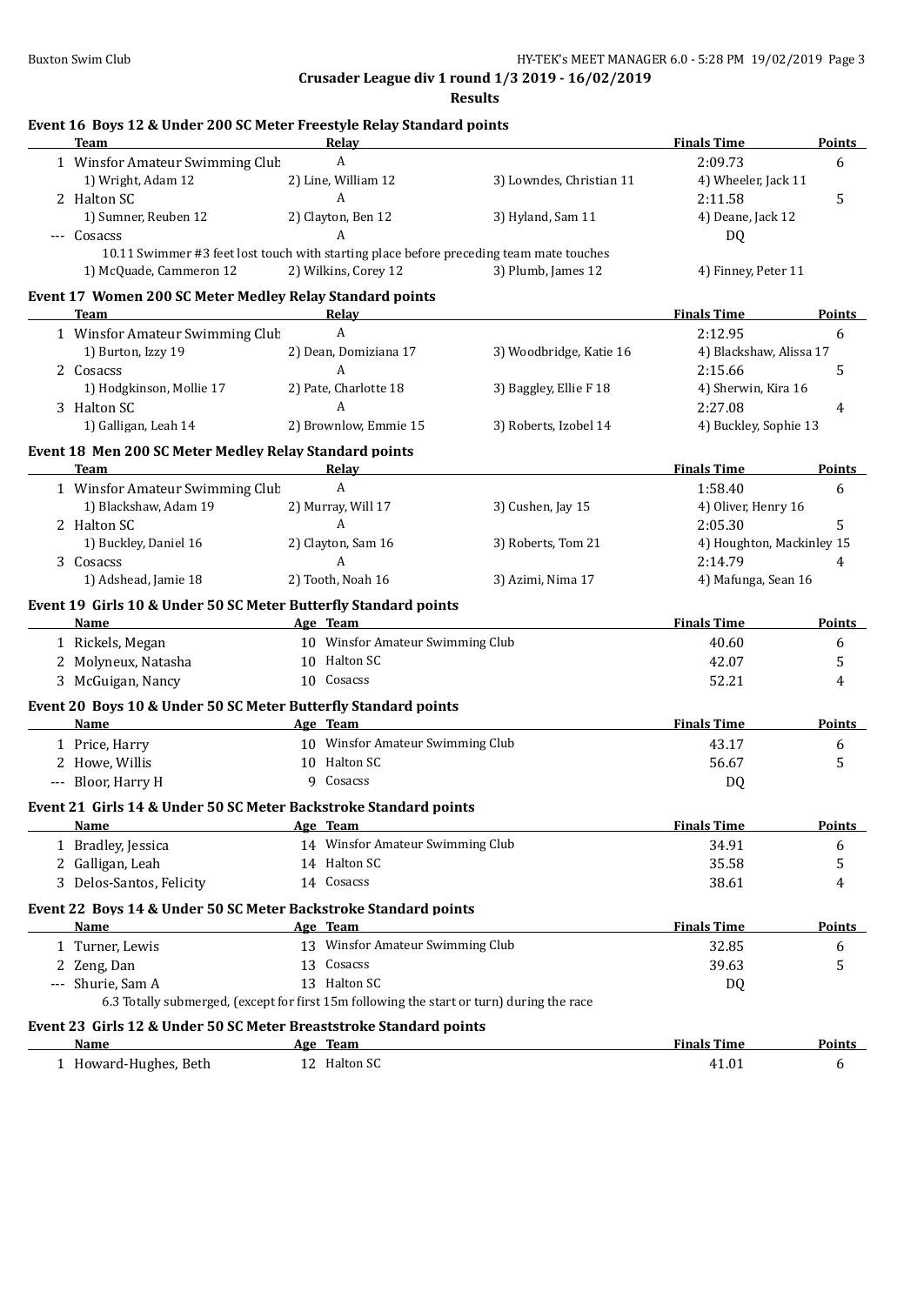**Crusader League div 1 round 1/3 2019 - 16/02/2019**

**Results**

### Event 16 Boys 12 & Under 200 SC Meter Freestyle Relay Standard points

| | Team | Relay | | Finals Time | Points |
|---|---|---|---|---|---|
| 1 | Winsfor Amateur Swimming Club | A | | 2:09.73 | 6 |
| | 1) Wright, Adam 12 | 2) Line, William 12 | 3) Lowndes, Christian 11 | 4) Wheeler, Jack 11 | |
| 2 | Halton SC | A | | 2:11.58 | 5 |
| | 1) Sumner, Reuben 12 | 2) Clayton, Ben 12 | 3) Hyland, Sam 11 | 4) Deane, Jack 12 | |
| --- | Cosacss | A | | DQ | |
| | 10.11 Swimmer #3 feet lost touch with starting place before preceding team mate touches | | | | |
| | 1) McQuade, Cammeron 12 | 2) Wilkins, Corey 12 | 3) Plumb, James 12 | 4) Finney, Peter 11 | |

### Event 17 Women 200 SC Meter Medley Relay Standard points

| | Team | Relay | | Finals Time | Points |
|---|---|---|---|---|---|
| 1 | Winsfor Amateur Swimming Club | A | | 2:12.95 | 6 |
| | 1) Burton, Izzy 19 | 2) Dean, Domiziana 17 | 3) Woodbridge, Katie 16 | 4) Blackshaw, Alissa 17 | |
| 2 | Cosacss | A | | 2:15.66 | 5 |
| | 1) Hodgkinson, Mollie 17 | 2) Pate, Charlotte 18 | 3) Baggley, Ellie F 18 | 4) Sherwin, Kira 16 | |
| 3 | Halton SC | A | | 2:27.08 | 4 |
| | 1) Galligan, Leah 14 | 2) Brownlow, Emmie 15 | 3) Roberts, Izobel 14 | 4) Buckley, Sophie 13 | |

### Event 18 Men 200 SC Meter Medley Relay Standard points

| | Team | Relay | | Finals Time | Points |
|---|---|---|---|---|---|
| 1 | Winsfor Amateur Swimming Club | A | | 1:58.40 | 6 |
| | 1) Blackshaw, Adam 19 | 2) Murray, Will 17 | 3) Cushen, Jay 15 | 4) Oliver, Henry 16 | |
| 2 | Halton SC | A | | 2:05.30 | 5 |
| | 1) Buckley, Daniel 16 | 2) Clayton, Sam 16 | 3) Roberts, Tom 21 | 4) Houghton, Mackinley 15 | |
| 3 | Cosacss | A | | 2:14.79 | 4 |
| | 1) Adshead, Jamie 18 | 2) Tooth, Noah 16 | 3) Azimi, Nima 17 | 4) Mafunga, Sean 16 | |

### Event 19 Girls 10 & Under 50 SC Meter Butterfly Standard points

| | Name | Age | Team | Finals Time | Points |
|---|---|---|---|---|---|
| 1 | Rickels, Megan | 10 | Winsfor Amateur Swimming Club | 40.60 | 6 |
| 2 | Molyneux, Natasha | 10 | Halton SC | 42.07 | 5 |
| 3 | McGuigan, Nancy | 10 | Cosacss | 52.21 | 4 |

### Event 20 Boys 10 & Under 50 SC Meter Butterfly Standard points

| | Name | Age | Team | Finals Time | Points |
|---|---|---|---|---|---|
| 1 | Price, Harry | 10 | Winsfor Amateur Swimming Club | 43.17 | 6 |
| 2 | Howe, Willis | 10 | Halton SC | 56.67 | 5 |
| --- | Bloor, Harry H | 9 | Cosacss | DQ | |

### Event 21 Girls 14 & Under 50 SC Meter Backstroke Standard points

| | Name | Age | Team | Finals Time | Points |
|---|---|---|---|---|---|
| 1 | Bradley, Jessica | 14 | Winsfor Amateur Swimming Club | 34.91 | 6 |
| 2 | Galligan, Leah | 14 | Halton SC | 35.58 | 5 |
| 3 | Delos-Santos, Felicity | 14 | Cosacss | 38.61 | 4 |

### Event 22 Boys 14 & Under 50 SC Meter Backstroke Standard points

| | Name | Age | Team | Finals Time | Points |
|---|---|---|---|---|---|
| 1 | Turner, Lewis | 13 | Winsfor Amateur Swimming Club | 32.85 | 6 |
| 2 | Zeng, Dan | 13 | Cosacss | 39.63 | 5 |
| --- | Shurie, Sam A | 13 | Halton SC | DQ | |
| | 6.3 Totally submerged, (except for first 15m following the start or turn) during the race | | | | |

### Event 23 Girls 12 & Under 50 SC Meter Breaststroke Standard points

| | Name | Age | Team | Finals Time | Points |
|---|---|---|---|---|---|
| 1 | Howard-Hughes, Beth | 12 | Halton SC | 41.01 | 6 |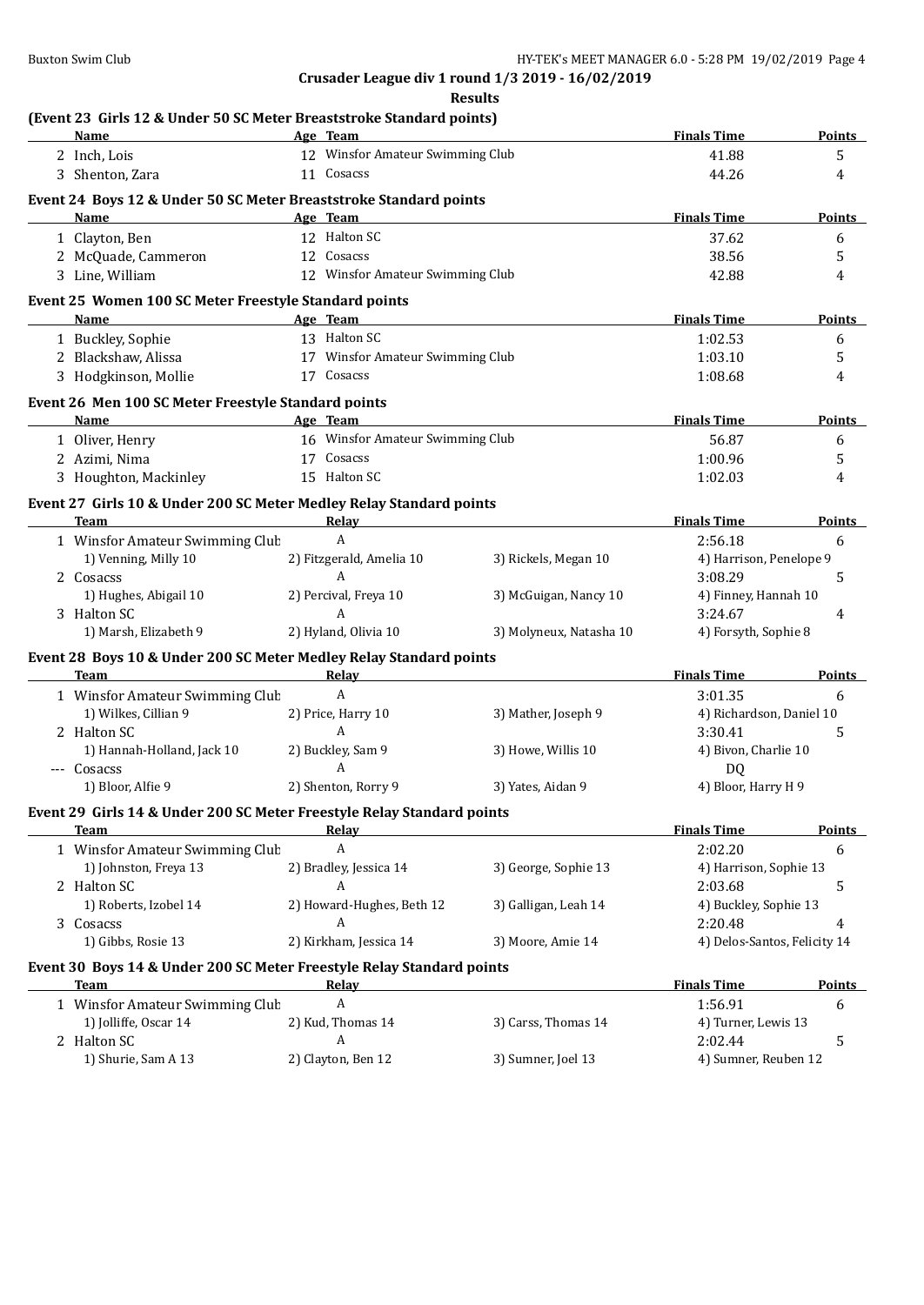**Crusader League div 1 round 1/3 2019 - 16/02/2019**

**Results**

### (Event 23 Girls 12 & Under 50 SC Meter Breaststroke Standard points)

| | Name | Age | Team | Finals Time | Points |
|---|---|---|---|---|---|
| 2 | Inch, Lois | 12 | Winsfor Amateur Swimming Club | 41.88 | 5 |
| 3 | Shenton, Zara | 11 | Cosacss | 44.26 | 4 |

### Event 24 Boys 12 & Under 50 SC Meter Breaststroke Standard points

| | Name | Age | Team | Finals Time | Points |
|---|---|---|---|---|---|
| 1 | Clayton, Ben | 12 | Halton SC | 37.62 | 6 |
| 2 | McQuade, Cammeron | 12 | Cosacss | 38.56 | 5 |
| 3 | Line, William | 12 | Winsfor Amateur Swimming Club | 42.88 | 4 |

### Event 25 Women 100 SC Meter Freestyle Standard points

| | Name | Age | Team | Finals Time | Points |
|---|---|---|---|---|---|
| 1 | Buckley, Sophie | 13 | Halton SC | 1:02.53 | 6 |
| 2 | Blackshaw, Alissa | 17 | Winsfor Amateur Swimming Club | 1:03.10 | 5 |
| 3 | Hodgkinson, Mollie | 17 | Cosacss | 1:08.68 | 4 |

### Event 26 Men 100 SC Meter Freestyle Standard points

| | Name | Age | Team | Finals Time | Points |
|---|---|---|---|---|---|
| 1 | Oliver, Henry | 16 | Winsfor Amateur Swimming Club | 56.87 | 6 |
| 2 | Azimi, Nima | 17 | Cosacss | 1:00.96 | 5 |
| 3 | Houghton, Mackinley | 15 | Halton SC | 1:02.03 | 4 |

### Event 27 Girls 10 & Under 200 SC Meter Medley Relay Standard points

| | Team | Relay | | Finals Time | Points |
|---|---|---|---|---|---|
| 1 | Winsfor Amateur Swimming Club | A | | 2:56.18 | 6 |
| | 1) Venning, Milly 10 | 2) Fitzgerald, Amelia 10 | 3) Rickels, Megan 10 | 4) Harrison, Penelope 9 | |
| 2 | Cosacss | A | | 3:08.29 | 5 |
| | 1) Hughes, Abigail 10 | 2) Percival, Freya 10 | 3) McGuigan, Nancy 10 | 4) Finney, Hannah 10 | |
| 3 | Halton SC | A | | 3:24.67 | 4 |
| | 1) Marsh, Elizabeth 9 | 2) Hyland, Olivia 10 | 3) Molyneux, Natasha 10 | 4) Forsyth, Sophie 8 | |

### Event 28 Boys 10 & Under 200 SC Meter Medley Relay Standard points

| | Team | Relay | | Finals Time | Points |
|---|---|---|---|---|---|
| 1 | Winsfor Amateur Swimming Club | A | | 3:01.35 | 6 |
| | 1) Wilkes, Cillian 9 | 2) Price, Harry 10 | 3) Mather, Joseph 9 | 4) Richardson, Daniel 10 | |
| 2 | Halton SC | A | | 3:30.41 | 5 |
| | 1) Hannah-Holland, Jack 10 | 2) Buckley, Sam 9 | 3) Howe, Willis 10 | 4) Bivon, Charlie 10 | |
| --- | Cosacss | A | | DQ | |
| | 1) Bloor, Alfie 9 | 2) Shenton, Rorry 9 | 3) Yates, Aidan 9 | 4) Bloor, Harry H 9 | |

### Event 29 Girls 14 & Under 200 SC Meter Freestyle Relay Standard points

| | Team | Relay | | Finals Time | Points |
|---|---|---|---|---|---|
| 1 | Winsfor Amateur Swimming Club | A | | 2:02.20 | 6 |
| | 1) Johnston, Freya 13 | 2) Bradley, Jessica 14 | 3) George, Sophie 13 | 4) Harrison, Sophie 13 | |
| 2 | Halton SC | A | | 2:03.68 | 5 |
| | 1) Roberts, Izobel 14 | 2) Howard-Hughes, Beth 12 | 3) Galligan, Leah 14 | 4) Buckley, Sophie 13 | |
| 3 | Cosacss | A | | 2:20.48 | 4 |
| | 1) Gibbs, Rosie 13 | 2) Kirkham, Jessica 14 | 3) Moore, Amie 14 | 4) Delos-Santos, Felicity 14 | |

### Event 30 Boys 14 & Under 200 SC Meter Freestyle Relay Standard points

| | Team | Relay | | Finals Time | Points |
|---|---|---|---|---|---|
| 1 | Winsfor Amateur Swimming Club | A | | 1:56.91 | 6 |
| | 1) Jolliffe, Oscar 14 | 2) Kud, Thomas 14 | 3) Carss, Thomas 14 | 4) Turner, Lewis 13 | |
| 2 | Halton SC | A | | 2:02.44 | 5 |
| | 1) Shurie, Sam A 13 | 2) Clayton, Ben 12 | 3) Sumner, Joel 13 | 4) Sumner, Reuben 12 | |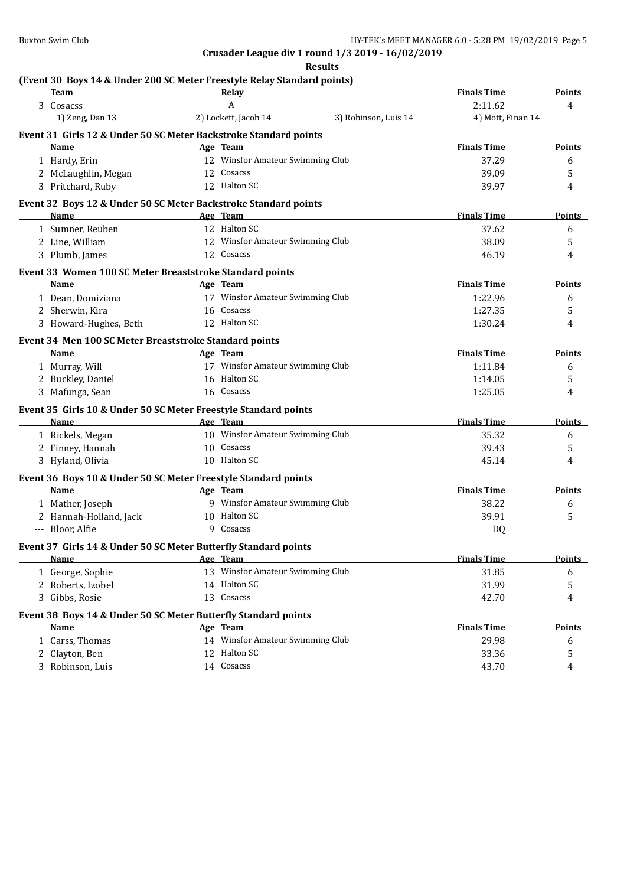**Crusader League div 1 round 1/3 2019 - 16/02/2019**

**Results**

### (Event 30 Boys 14 & Under 200 SC Meter Freestyle Relay Standard points)

| | Team | Relay | | Finals Time | Points |
|---|---|---|---|---|---|
| 3 | Cosacss | A | | 2:11.62 | 4 |
| | 1) Zeng, Dan 13 | 2) Lockett, Jacob 14 | 3) Robinson, Luis 14 | 4) Mott, Finan 14 | |

### Event 31 Girls 12 & Under 50 SC Meter Backstroke Standard points

| | Name | Age | Team | Finals Time | Points |
|---|---|---|---|---|---|
| 1 | Hardy, Erin | 12 | Winsfor Amateur Swimming Club | 37.29 | 6 |
| 2 | McLaughlin, Megan | 12 | Cosacss | 39.09 | 5 |
| 3 | Pritchard, Ruby | 12 | Halton SC | 39.97 | 4 |

### Event 32 Boys 12 & Under 50 SC Meter Backstroke Standard points

| | Name | Age | Team | Finals Time | Points |
|---|---|---|---|---|---|
| 1 | Sumner, Reuben | 12 | Halton SC | 37.62 | 6 |
| 2 | Line, William | 12 | Winsfor Amateur Swimming Club | 38.09 | 5 |
| 3 | Plumb, James | 12 | Cosacss | 46.19 | 4 |

### Event 33 Women 100 SC Meter Breaststroke Standard points

| | Name | Age | Team | Finals Time | Points |
|---|---|---|---|---|---|
| 1 | Dean, Domiziana | 17 | Winsfor Amateur Swimming Club | 1:22.96 | 6 |
| 2 | Sherwin, Kira | 16 | Cosacss | 1:27.35 | 5 |
| 3 | Howard-Hughes, Beth | 12 | Halton SC | 1:30.24 | 4 |

### Event 34 Men 100 SC Meter Breaststroke Standard points

| | Name | Age | Team | Finals Time | Points |
|---|---|---|---|---|---|
| 1 | Murray, Will | 17 | Winsfor Amateur Swimming Club | 1:11.84 | 6 |
| 2 | Buckley, Daniel | 16 | Halton SC | 1:14.05 | 5 |
| 3 | Mafunga, Sean | 16 | Cosacss | 1:25.05 | 4 |

### Event 35 Girls 10 & Under 50 SC Meter Freestyle Standard points

| | Name | Age | Team | Finals Time | Points |
|---|---|---|---|---|---|
| 1 | Rickels, Megan | 10 | Winsfor Amateur Swimming Club | 35.32 | 6 |
| 2 | Finney, Hannah | 10 | Cosacss | 39.43 | 5 |
| 3 | Hyland, Olivia | 10 | Halton SC | 45.14 | 4 |

### Event 36 Boys 10 & Under 50 SC Meter Freestyle Standard points

| | Name | Age | Team | Finals Time | Points |
|---|---|---|---|---|---|
| 1 | Mather, Joseph | 9 | Winsfor Amateur Swimming Club | 38.22 | 6 |
| 2 | Hannah-Holland, Jack | 10 | Halton SC | 39.91 | 5 |
| --- | Bloor, Alfie | 9 | Cosacss | DQ | |

### Event 37 Girls 14 & Under 50 SC Meter Butterfly Standard points

| | Name | Age | Team | Finals Time | Points |
|---|---|---|---|---|---|
| 1 | George, Sophie | 13 | Winsfor Amateur Swimming Club | 31.85 | 6 |
| 2 | Roberts, Izobel | 14 | Halton SC | 31.99 | 5 |
| 3 | Gibbs, Rosie | 13 | Cosacss | 42.70 | 4 |

### Event 38 Boys 14 & Under 50 SC Meter Butterfly Standard points

| | Name | Age | Team | Finals Time | Points |
|---|---|---|---|---|---|
| 1 | Carss, Thomas | 14 | Winsfor Amateur Swimming Club | 29.98 | 6 |
| 2 | Clayton, Ben | 12 | Halton SC | 33.36 | 5 |
| 3 | Robinson, Luis | 14 | Cosacss | 43.70 | 4 |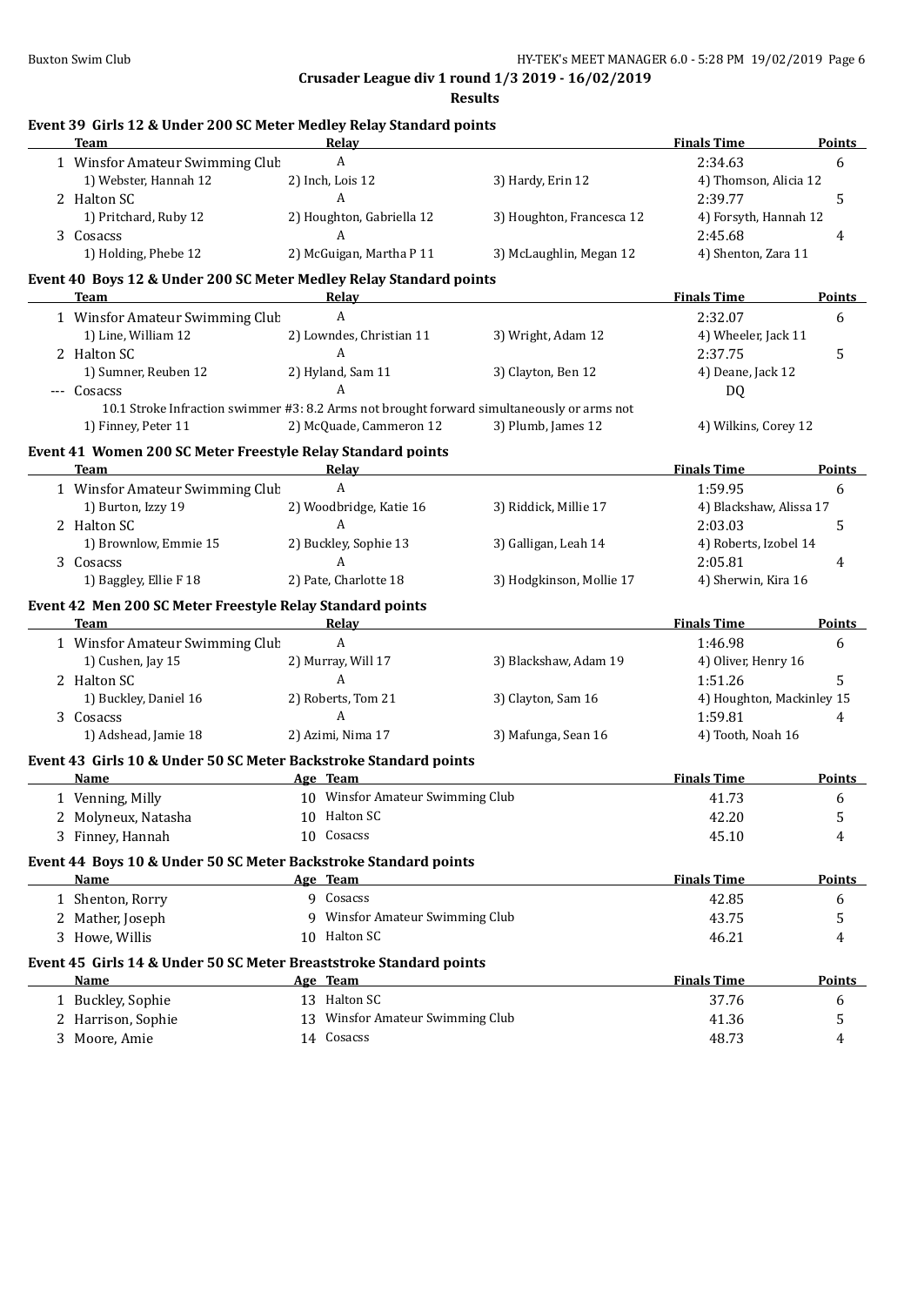Crusader League div 1 round 1/3 2019 - 16/02/2019

**Results**

### Event 39 Girls 12 & Under 200 SC Meter Medley Relay Standard points

| | Team | Relay | | Finals Time | Points |
|---|---|---|---|---|---|
| 1 | Winsfor Amateur Swimming Club | A | | 2:34.63 | 6 |
| | 1) Webster, Hannah 12 | 2) Inch, Lois 12 | 3) Hardy, Erin 12 | 4) Thomson, Alicia 12 | |
| 2 | Halton SC | A | | 2:39.77 | 5 |
| | 1) Pritchard, Ruby 12 | 2) Houghton, Gabriella 12 | 3) Houghton, Francesca 12 | 4) Forsyth, Hannah 12 | |
| 3 | Cosacss | A | | 2:45.68 | 4 |
| | 1) Holding, Phebe 12 | 2) McGuigan, Martha P 11 | 3) McLaughlin, Megan 12 | 4) Shenton, Zara 11 | |

### Event 40 Boys 12 & Under 200 SC Meter Medley Relay Standard points

| | Team | Relay | | Finals Time | Points |
|---|---|---|---|---|---|
| 1 | Winsfor Amateur Swimming Club | A | | 2:32.07 | 6 |
| | 1) Line, William 12 | 2) Lowndes, Christian 11 | 3) Wright, Adam 12 | 4) Wheeler, Jack 11 | |
| 2 | Halton SC | A | | 2:37.75 | 5 |
| | 1) Sumner, Reuben 12 | 2) Hyland, Sam 11 | 3) Clayton, Ben 12 | 4) Deane, Jack 12 | |
| --- | Cosacss | A | | DQ | |
| | 10.1 Stroke Infraction swimmer #3: 8.2 Arms not brought forward simultaneously or arms not | | | | |
| | 1) Finney, Peter 11 | 2) McQuade, Cammeron 12 | 3) Plumb, James 12 | 4) Wilkins, Corey 12 | |

### Event 41 Women 200 SC Meter Freestyle Relay Standard points

| | Team | Relay | | Finals Time | Points |
|---|---|---|---|---|---|
| 1 | Winsfor Amateur Swimming Club | A | | 1:59.95 | 6 |
| | 1) Burton, Izzy 19 | 2) Woodbridge, Katie 16 | 3) Riddick, Millie 17 | 4) Blackshaw, Alissa 17 | |
| 2 | Halton SC | A | | 2:03.03 | 5 |
| | 1) Brownlow, Emmie 15 | 2) Buckley, Sophie 13 | 3) Galligan, Leah 14 | 4) Roberts, Izobel 14 | |
| 3 | Cosacss | A | | 2:05.81 | 4 |
| | 1) Baggley, Ellie F 18 | 2) Pate, Charlotte 18 | 3) Hodgkinson, Mollie 17 | 4) Sherwin, Kira 16 | |

### Event 42 Men 200 SC Meter Freestyle Relay Standard points

| | Team | Relay | | Finals Time | Points |
|---|---|---|---|---|---|
| 1 | Winsfor Amateur Swimming Club | A | | 1:46.98 | 6 |
| | 1) Cushen, Jay 15 | 2) Murray, Will 17 | 3) Blackshaw, Adam 19 | 4) Oliver, Henry 16 | |
| 2 | Halton SC | A | | 1:51.26 | 5 |
| | 1) Buckley, Daniel 16 | 2) Roberts, Tom 21 | 3) Clayton, Sam 16 | 4) Houghton, Mackinley 15 | |
| 3 | Cosacss | A | | 1:59.81 | 4 |
| | 1) Adshead, Jamie 18 | 2) Azimi, Nima 17 | 3) Mafunga, Sean 16 | 4) Tooth, Noah 16 | |

### Event 43 Girls 10 & Under 50 SC Meter Backstroke Standard points

| | Name | Age | Team | Finals Time | Points |
|---|---|---|---|---|---|
| 1 | Venning, Milly | 10 | Winsfor Amateur Swimming Club | 41.73 | 6 |
| 2 | Molyneux, Natasha | 10 | Halton SC | 42.20 | 5 |
| 3 | Finney, Hannah | 10 | Cosacss | 45.10 | 4 |

### Event 44 Boys 10 & Under 50 SC Meter Backstroke Standard points

| | Name | Age | Team | Finals Time | Points |
|---|---|---|---|---|---|
| 1 | Shenton, Rorry | 9 | Cosacss | 42.85 | 6 |
| 2 | Mather, Joseph | 9 | Winsfor Amateur Swimming Club | 43.75 | 5 |
| 3 | Howe, Willis | 10 | Halton SC | 46.21 | 4 |

### Event 45 Girls 14 & Under 50 SC Meter Breaststroke Standard points

| | Name | Age | Team | Finals Time | Points |
|---|---|---|---|---|---|
| 1 | Buckley, Sophie | 13 | Halton SC | 37.76 | 6 |
| 2 | Harrison, Sophie | 13 | Winsfor Amateur Swimming Club | 41.36 | 5 |
| 3 | Moore, Amie | 14 | Cosacss | 48.73 | 4 |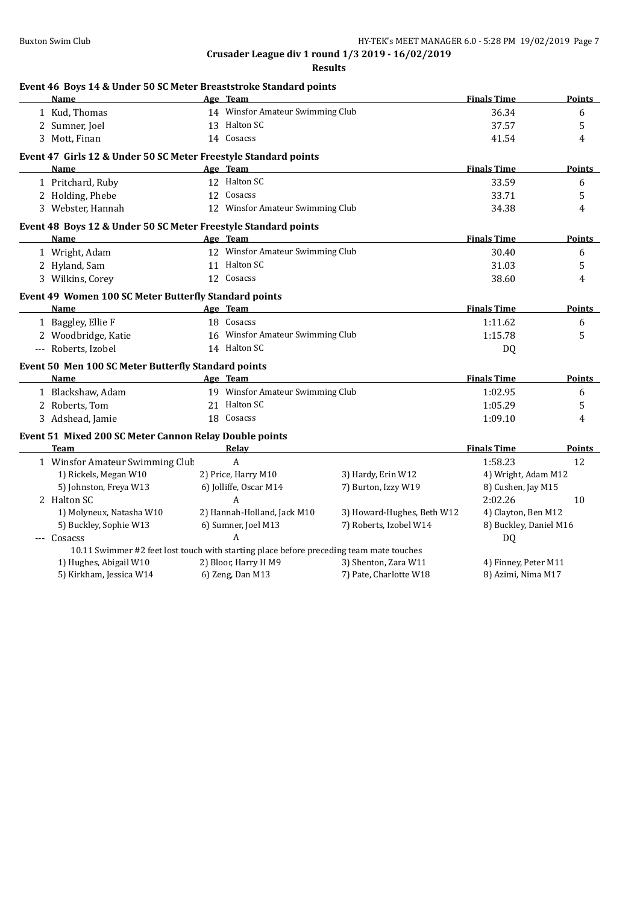## Crusader League div 1 round 1/3 2019 - 16/02/2019

### Results

#### Event 46 Boys 14 & Under 50 SC Meter Breaststroke Standard points

| | Name | Age | Team | Finals Time | Points |
|---|---|---|---|---|---|
| 1 | Kud, Thomas | 14 | Winsfor Amateur Swimming Club | 36.34 | 6 |
| 2 | Sumner, Joel | 13 | Halton SC | 37.57 | 5 |
| 3 | Mott, Finan | 14 | Cosacss | 41.54 | 4 |

#### Event 47 Girls 12 & Under 50 SC Meter Freestyle Standard points

| | Name | Age | Team | Finals Time | Points |
|---|---|---|---|---|---|
| 1 | Pritchard, Ruby | 12 | Halton SC | 33.59 | 6 |
| 2 | Holding, Phebe | 12 | Cosacss | 33.71 | 5 |
| 3 | Webster, Hannah | 12 | Winsfor Amateur Swimming Club | 34.38 | 4 |

#### Event 48 Boys 12 & Under 50 SC Meter Freestyle Standard points

| | Name | Age | Team | Finals Time | Points |
|---|---|---|---|---|---|
| 1 | Wright, Adam | 12 | Winsfor Amateur Swimming Club | 30.40 | 6 |
| 2 | Hyland, Sam | 11 | Halton SC | 31.03 | 5 |
| 3 | Wilkins, Corey | 12 | Cosacss | 38.60 | 4 |

#### Event 49 Women 100 SC Meter Butterfly Standard points

| | Name | Age | Team | Finals Time | Points |
|---|---|---|---|---|---|
| 1 | Baggley, Ellie F | 18 | Cosacss | 1:11.62 | 6 |
| 2 | Woodbridge, Katie | 16 | Winsfor Amateur Swimming Club | 1:15.78 | 5 |
| --- | Roberts, Izobel | 14 | Halton SC | DQ | |

#### Event 50 Men 100 SC Meter Butterfly Standard points

| | Name | Age | Team | Finals Time | Points |
|---|---|---|---|---|---|
| 1 | Blackshaw, Adam | 19 | Winsfor Amateur Swimming Club | 1:02.95 | 6 |
| 2 | Roberts, Tom | 21 | Halton SC | 1:05.29 | 5 |
| 3 | Adshead, Jamie | 18 | Cosacss | 1:09.10 | 4 |

#### Event 51 Mixed 200 SC Meter Cannon Relay Double points

| | Team | Relay | Finals Time | Points |
|---|---|---|---|---|
| 1 | Winsfor Amateur Swimming Club | A | 1:58.23 | 12 |
| 2 | Halton SC | A | 2:02.26 | 10 |
| --- | Cosacss | A | DQ | |

1 Winsfor Amateur Swimming Club: 1) Rickels, Megan W10; 2) Price, Harry M10; 3) Hardy, Erin W12; 4) Wright, Adam M12; 5) Johnston, Freya W13; 6) Jolliffe, Oscar M14; 7) Burton, Izzy W19; 8) Cushen, Jay M15

2 Halton SC: 1) Molyneux, Natasha W10; 2) Hannah-Holland, Jack M10; 3) Howard-Hughes, Beth W12; 4) Clayton, Ben M12; 5) Buckley, Sophie W13; 6) Sumner, Joel M13; 7) Roberts, Izobel W14; 8) Buckley, Daniel M16

--- Cosacss: 10.11 Swimmer #2 feet lost touch with starting place before preceding team mate touches

1) Hughes, Abigail W10; 2) Bloor, Harry H M9; 3) Shenton, Zara W11; 4) Finney, Peter M11; 5) Kirkham, Jessica W14; 6) Zeng, Dan M13; 7) Pate, Charlotte W18; 8) Azimi, Nima M17